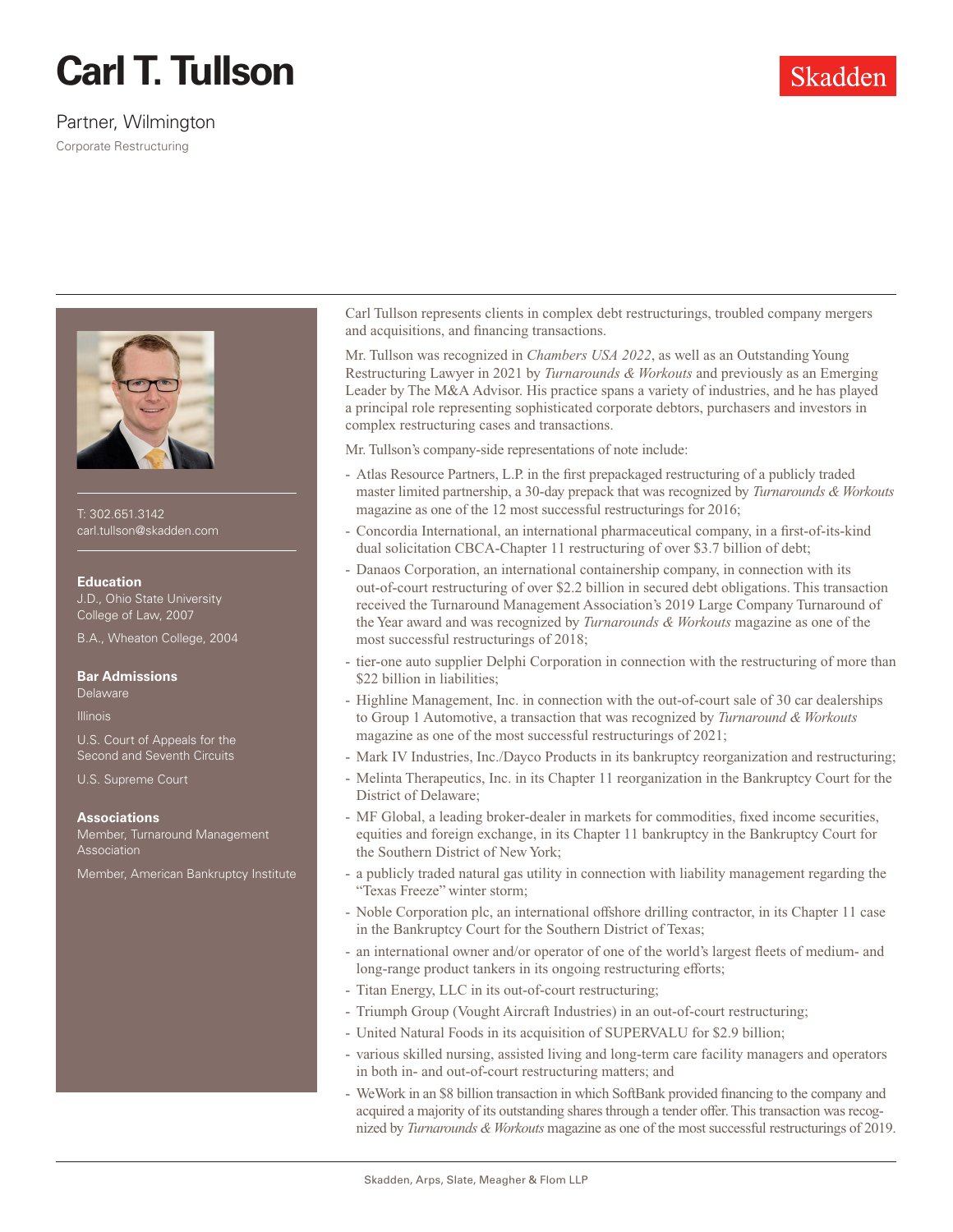# Carl T. Tullson

Partner, Wilmington

Corporate Restructuring

Skadden

T: 302.651.3142
carl.tullson@skadden.com

**Education**

J.D., Ohio State University College of Law, 2007

B.A., Wheaton College, 2004

**Bar Admissions**

Delaware

Illinois

U.S. Court of Appeals for the Second and Seventh Circuits

U.S. Supreme Court

**Associations**

Member, Turnaround Management Association

Member, American Bankruptcy Institute

Carl Tullson represents clients in complex debt restructurings, troubled company mergers and acquisitions, and financing transactions.

Mr. Tullson was recognized in *Chambers USA 2022*, as well as an Outstanding Young Restructuring Lawyer in 2021 by *Turnarounds & Workouts* and previously as an Emerging Leader by The M&A Advisor. His practice spans a variety of industries, and he has played a principal role representing sophisticated corporate debtors, purchasers and investors in complex restructuring cases and transactions.

Mr. Tullson's company-side representations of note include:

- Atlas Resource Partners, L.P. in the first prepackaged restructuring of a publicly traded master limited partnership, a 30-day prepack that was recognized by *Turnarounds & Workouts* magazine as one of the 12 most successful restructurings for 2016;
- Concordia International, an international pharmaceutical company, in a first-of-its-kind dual solicitation CBCA-Chapter 11 restructuring of over $3.7 billion of debt;
- Danaos Corporation, an international containership company, in connection with its out-of-court restructuring of over $2.2 billion in secured debt obligations. This transaction received the Turnaround Management Association's 2019 Large Company Turnaround of the Year award and was recognized by *Turnarounds & Workouts* magazine as one of the most successful restructurings of 2018;
- tier-one auto supplier Delphi Corporation in connection with the restructuring of more than $22 billion in liabilities;
- Highline Management, Inc. in connection with the out-of-court sale of 30 car dealerships to Group 1 Automotive, a transaction that was recognized by *Turnaround & Workouts* magazine as one of the most successful restructurings of 2021;
- Mark IV Industries, Inc./Dayco Products in its bankruptcy reorganization and restructuring;
- Melinta Therapeutics, Inc. in its Chapter 11 reorganization in the Bankruptcy Court for the District of Delaware;
- MF Global, a leading broker-dealer in markets for commodities, fixed income securities, equities and foreign exchange, in its Chapter 11 bankruptcy in the Bankruptcy Court for the Southern District of New York;
- a publicly traded natural gas utility in connection with liability management regarding the "Texas Freeze" winter storm;
- Noble Corporation plc, an international offshore drilling contractor, in its Chapter 11 case in the Bankruptcy Court for the Southern District of Texas;
- an international owner and/or operator of one of the world's largest fleets of medium- and long-range product tankers in its ongoing restructuring efforts;
- Titan Energy, LLC in its out-of-court restructuring;
- Triumph Group (Vought Aircraft Industries) in an out-of-court restructuring;
- United Natural Foods in its acquisition of SUPERVALU for $2.9 billion;
- various skilled nursing, assisted living and long-term care facility managers and operators in both in- and out-of-court restructuring matters; and
- WeWork in an $8 billion transaction in which SoftBank provided financing to the company and acquired a majority of its outstanding shares through a tender offer. This transaction was recognized by *Turnarounds & Workouts* magazine as one of the most successful restructurings of 2019.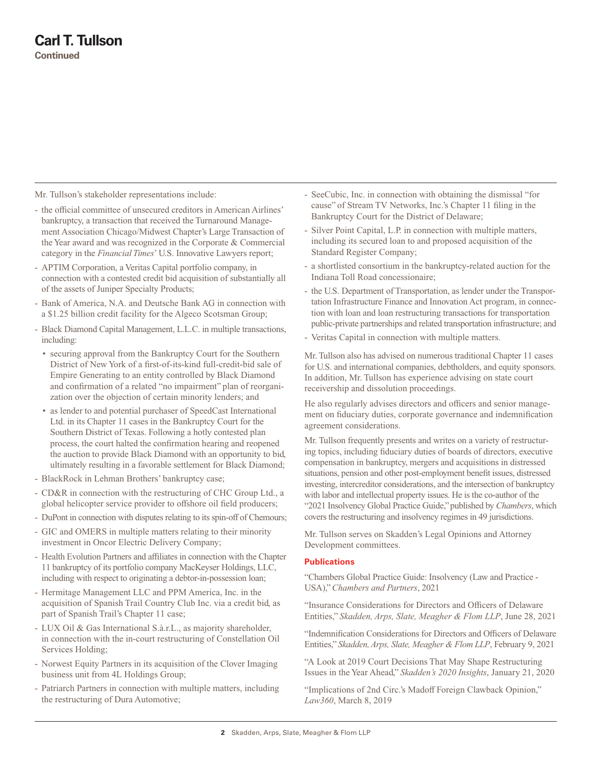# Carl T. Tullson

**Continued**

Mr. Tullson's stakeholder representations include:

- the official committee of unsecured creditors in American Airlines' bankruptcy, a transaction that received the Turnaround Management Association Chicago/Midwest Chapter's Large Transaction of the Year award and was recognized in the Corporate & Commercial category in the *Financial Times*' U.S. Innovative Lawyers report;
- APTIM Corporation, a Veritas Capital portfolio company, in connection with a contested credit bid acquisition of substantially all of the assets of Juniper Specialty Products;
- Bank of America, N.A. and Deutsche Bank AG in connection with a $1.25 billion credit facility for the Algeco Scotsman Group;
- Black Diamond Capital Management, L.L.C. in multiple transactions, including:
  - securing approval from the Bankruptcy Court for the Southern District of New York of a first-of-its-kind full-credit-bid sale of Empire Generating to an entity controlled by Black Diamond and confirmation of a related "no impairment" plan of reorganization over the objection of certain minority lenders; and
  - as lender to and potential purchaser of SpeedCast International Ltd. in its Chapter 11 cases in the Bankruptcy Court for the Southern District of Texas. Following a hotly contested plan process, the court halted the confirmation hearing and reopened the auction to provide Black Diamond with an opportunity to bid, ultimately resulting in a favorable settlement for Black Diamond;
- BlackRock in Lehman Brothers' bankruptcy case;
- CD&R in connection with the restructuring of CHC Group Ltd., a global helicopter service provider to offshore oil field producers;
- DuPont in connection with disputes relating to its spin-off of Chemours;
- GIC and OMERS in multiple matters relating to their minority investment in Oncor Electric Delivery Company;
- Health Evolution Partners and affiliates in connection with the Chapter 11 bankruptcy of its portfolio company MacKeyser Holdings, LLC, including with respect to originating a debtor-in-possession loan;
- Hermitage Management LLC and PPM America, Inc. in the acquisition of Spanish Trail Country Club Inc. via a credit bid, as part of Spanish Trail's Chapter 11 case;
- LUX Oil & Gas International S.à.r.L., as majority shareholder, in connection with the in-court restructuring of Constellation Oil Services Holding;
- Norwest Equity Partners in its acquisition of the Clover Imaging business unit from 4L Holdings Group;
- Patriarch Partners in connection with multiple matters, including the restructuring of Dura Automotive;
- SeeCubic, Inc. in connection with obtaining the dismissal "for cause" of Stream TV Networks, Inc.'s Chapter 11 filing in the Bankruptcy Court for the District of Delaware;
- Silver Point Capital, L.P. in connection with multiple matters, including its secured loan to and proposed acquisition of the Standard Register Company;
- a shortlisted consortium in the bankruptcy-related auction for the Indiana Toll Road concessionaire;
- the U.S. Department of Transportation, as lender under the Transportation Infrastructure Finance and Innovation Act program, in connection with loan and loan restructuring transactions for transportation public-private partnerships and related transportation infrastructure; and
- Veritas Capital in connection with multiple matters.

Mr. Tullson also has advised on numerous traditional Chapter 11 cases for U.S. and international companies, debtholders, and equity sponsors. In addition, Mr. Tullson has experience advising on state court receivership and dissolution proceedings.

He also regularly advises directors and officers and senior management on fiduciary duties, corporate governance and indemnification agreement considerations.

Mr. Tullson frequently presents and writes on a variety of restructuring topics, including fiduciary duties of boards of directors, executive compensation in bankruptcy, mergers and acquisitions in distressed situations, pension and other post-employment benefit issues, distressed investing, intercreditor considerations, and the intersection of bankruptcy with labor and intellectual property issues. He is the co-author of the "2021 Insolvency Global Practice Guide," published by *Chambers*, which covers the restructuring and insolvency regimes in 49 jurisdictions.

Mr. Tullson serves on Skadden's Legal Opinions and Attorney Development committees.

## Publications

"Chambers Global Practice Guide: Insolvency (Law and Practice - USA)," *Chambers and Partners*, 2021

"Insurance Considerations for Directors and Officers of Delaware Entities," *Skadden, Arps, Slate, Meagher & Flom LLP*, June 28, 2021

"Indemnification Considerations for Directors and Officers of Delaware Entities," *Skadden, Arps, Slate, Meagher & Flom LLP*, February 9, 2021

"A Look at 2019 Court Decisions That May Shape Restructuring Issues in the Year Ahead," *Skadden's 2020 Insights*, January 21, 2020

"Implications of 2nd Circ.'s Madoff Foreign Clawback Opinion," *Law360*, March 8, 2019